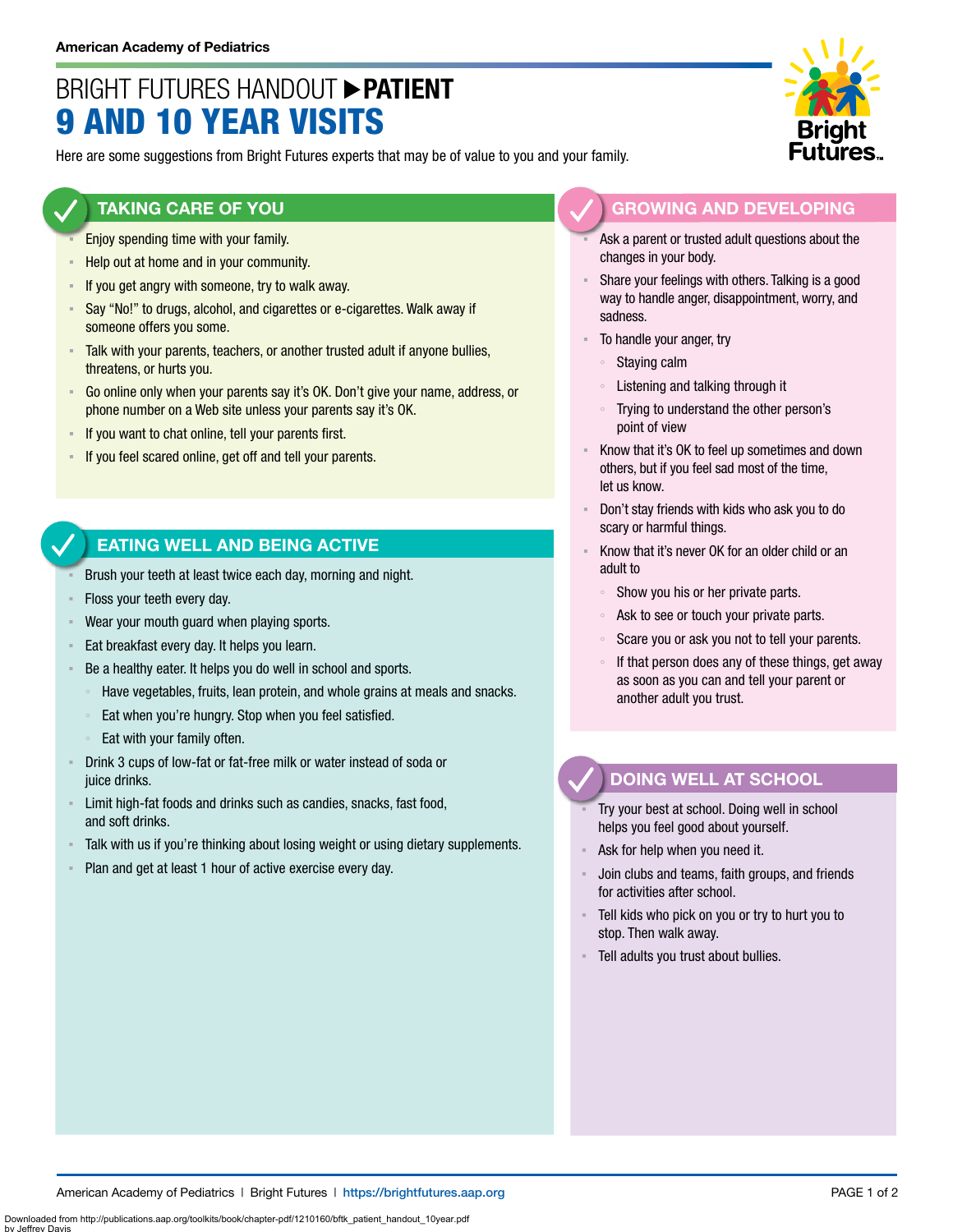American Academy of Pediatrics

# BRIGHT FUTURES HANDOUT ▶ PATIENT
# 9 AND 10 YEAR VISITS

Here are some suggestions from Bright Futures experts that may be of value to you and your family.

## TAKING CARE OF YOU

- Enjoy spending time with your family.
- Help out at home and in your community.
- If you get angry with someone, try to walk away.
- Say "No!" to drugs, alcohol, and cigarettes or e-cigarettes. Walk away if someone offers you some.
- Talk with your parents, teachers, or another trusted adult if anyone bullies, threatens, or hurts you.
- Go online only when your parents say it's OK. Don't give your name, address, or phone number on a Web site unless your parents say it's OK.
- If you want to chat online, tell your parents first.
- If you feel scared online, get off and tell your parents.

## EATING WELL AND BEING ACTIVE

- Brush your teeth at least twice each day, morning and night.
- Floss your teeth every day.
- Wear your mouth guard when playing sports.
- Eat breakfast every day. It helps you learn.
- Be a healthy eater. It helps you do well in school and sports.
  - Have vegetables, fruits, lean protein, and whole grains at meals and snacks.
  - Eat when you're hungry. Stop when you feel satisfied.
  - Eat with your family often.
- Drink 3 cups of low-fat or fat-free milk or water instead of soda or juice drinks.
- Limit high-fat foods and drinks such as candies, snacks, fast food, and soft drinks.
- Talk with us if you're thinking about losing weight or using dietary supplements.
- Plan and get at least 1 hour of active exercise every day.

## GROWING AND DEVELOPING

- Ask a parent or trusted adult questions about the changes in your body.
- Share your feelings with others. Talking is a good way to handle anger, disappointment, worry, and sadness.
- To handle your anger, try
  - Staying calm
  - Listening and talking through it
  - Trying to understand the other person's point of view
- Know that it's OK to feel up sometimes and down others, but if you feel sad most of the time, let us know.
- Don't stay friends with kids who ask you to do scary or harmful things.
- Know that it's never OK for an older child or an adult to
  - Show you his or her private parts.
  - Ask to see or touch your private parts.
  - Scare you or ask you not to tell your parents.
  - If that person does any of these things, get away as soon as you can and tell your parent or another adult you trust.

## DOING WELL AT SCHOOL

- Try your best at school. Doing well in school helps you feel good about yourself.
- Ask for help when you need it.
- Join clubs and teams, faith groups, and friends for activities after school.
- Tell kids who pick on you or try to hurt you to stop. Then walk away.
- Tell adults you trust about bullies.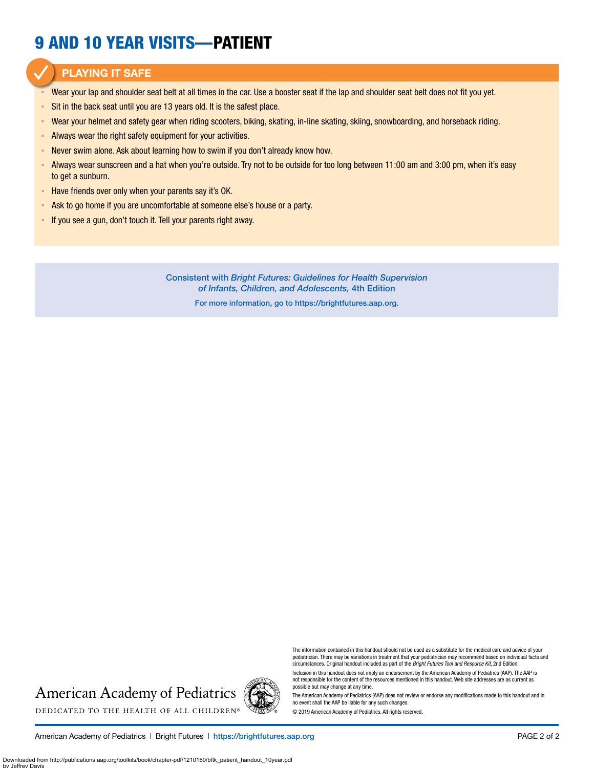# 9 AND 10 YEAR VISITS—PATIENT

## PLAYING IT SAFE

- Wear your lap and shoulder seat belt at all times in the car. Use a booster seat if the lap and shoulder seat belt does not fit you yet.
- Sit in the back seat until you are 13 years old. It is the safest place.
- Wear your helmet and safety gear when riding scooters, biking, skating, in-line skating, skiing, snowboarding, and horseback riding.
- Always wear the right safety equipment for your activities.
- Never swim alone. Ask about learning how to swim if you don't already know how.
- Always wear sunscreen and a hat when you're outside. Try not to be outside for too long between 11:00 am and 3:00 pm, when it's easy to get a sunburn.
- Have friends over only when your parents say it's OK.
- Ask to go home if you are uncomfortable at someone else's house or a party.
- If you see a gun, don't touch it. Tell your parents right away.

Consistent with *Bright Futures: Guidelines for Health Supervision of Infants, Children, and Adolescents,* 4th Edition

For more information, go to https://brightfutures.aap.org.

American Academy of Pediatrics

DEDICATED TO THE HEALTH OF ALL CHILDREN®

The information contained in this handout should not be used as a substitute for the medical care and advice of your pediatrician. There may be variations in treatment that your pediatrician may recommend based on individual facts and circumstances. Original handout included as part of the *Bright Futures Tool and Resource Kit*, 2nd Edition.

Inclusion in this handout does not imply an endorsement by the American Academy of Pediatrics (AAP). The AAP is not responsible for the content of the resources mentioned in this handout. Web site addresses are as current as possible but may change at any time.

The American Academy of Pediatrics (AAP) does not review or endorse any modifications made to this handout and in no event shall the AAP be liable for any such changes.

© 2019 American Academy of Pediatrics. All rights reserved.